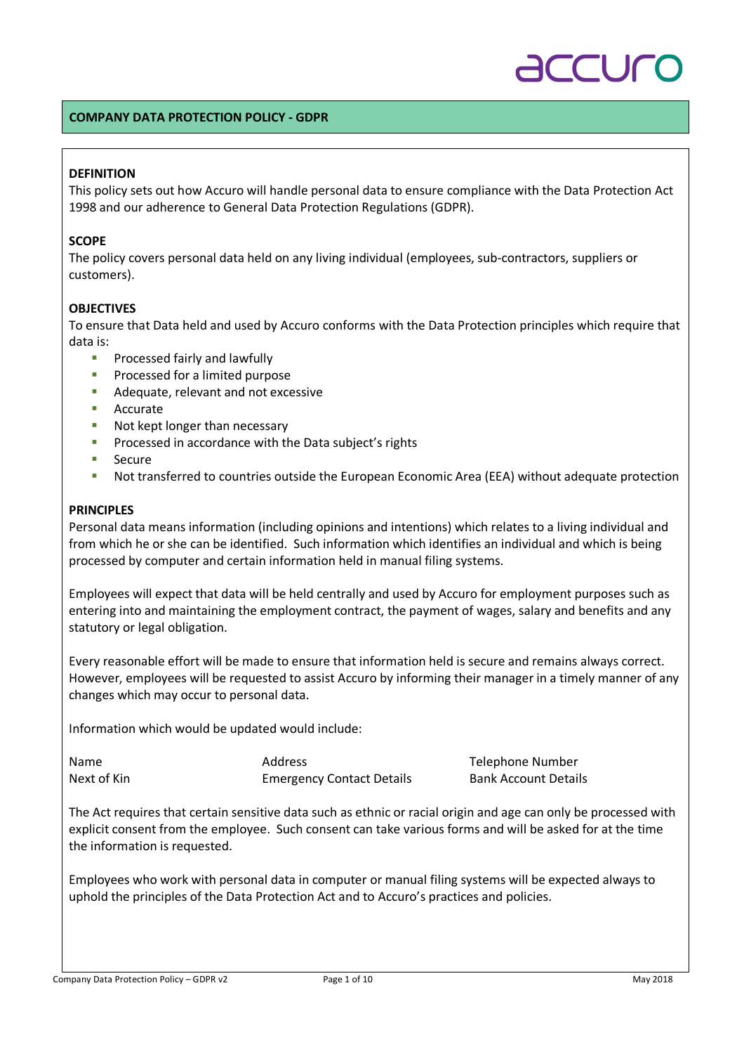# COMPANY DATA PROTECTION POLICY - GDPR

### DEFINITION

This policy sets out how Accuro will handle personal data to ensure compliance with the Data Protection Act 1998 and our adherence to General Data Protection Regulations (GDPR).

### SCOPE

The policy covers personal data held on any living individual (employees, sub-contractors, suppliers or customers).

### OBJECTIVES

To ensure that Data held and used by Accuro conforms with the Data Protection principles which require that data is:

- Processed fairly and lawfully
- Processed for a limited purpose
- Adequate, relevant and not excessive
- Accurate
- Not kept longer than necessary
- Processed in accordance with the Data subject's rights
- Secure
- Not transferred to countries outside the European Economic Area (EEA) without adequate protection

### PRINCIPLES

Personal data means information (including opinions and intentions) which relates to a living individual and from which he or she can be identified. Such information which identifies an individual and which is being processed by computer and certain information held in manual filing systems.

Employees will expect that data will be held centrally and used by Accuro for employment purposes such as entering into and maintaining the employment contract, the payment of wages, salary and benefits and any statutory or legal obligation.

Every reasonable effort will be made to ensure that information held is secure and remains always correct. However, employees will be requested to assist Accuro by informing their manager in a timely manner of any changes which may occur to personal data.

Information which would be updated would include:

| | | |
|---|---|---|
| Name | Address | Telephone Number |
| Next of Kin | Emergency Contact Details | Bank Account Details |

The Act requires that certain sensitive data such as ethnic or racial origin and age can only be processed with explicit consent from the employee. Such consent can take various forms and will be asked for at the time the information is requested.

Employees who work with personal data in computer or manual filing systems will be expected always to uphold the principles of the Data Protection Act and to Accuro's practices and policies.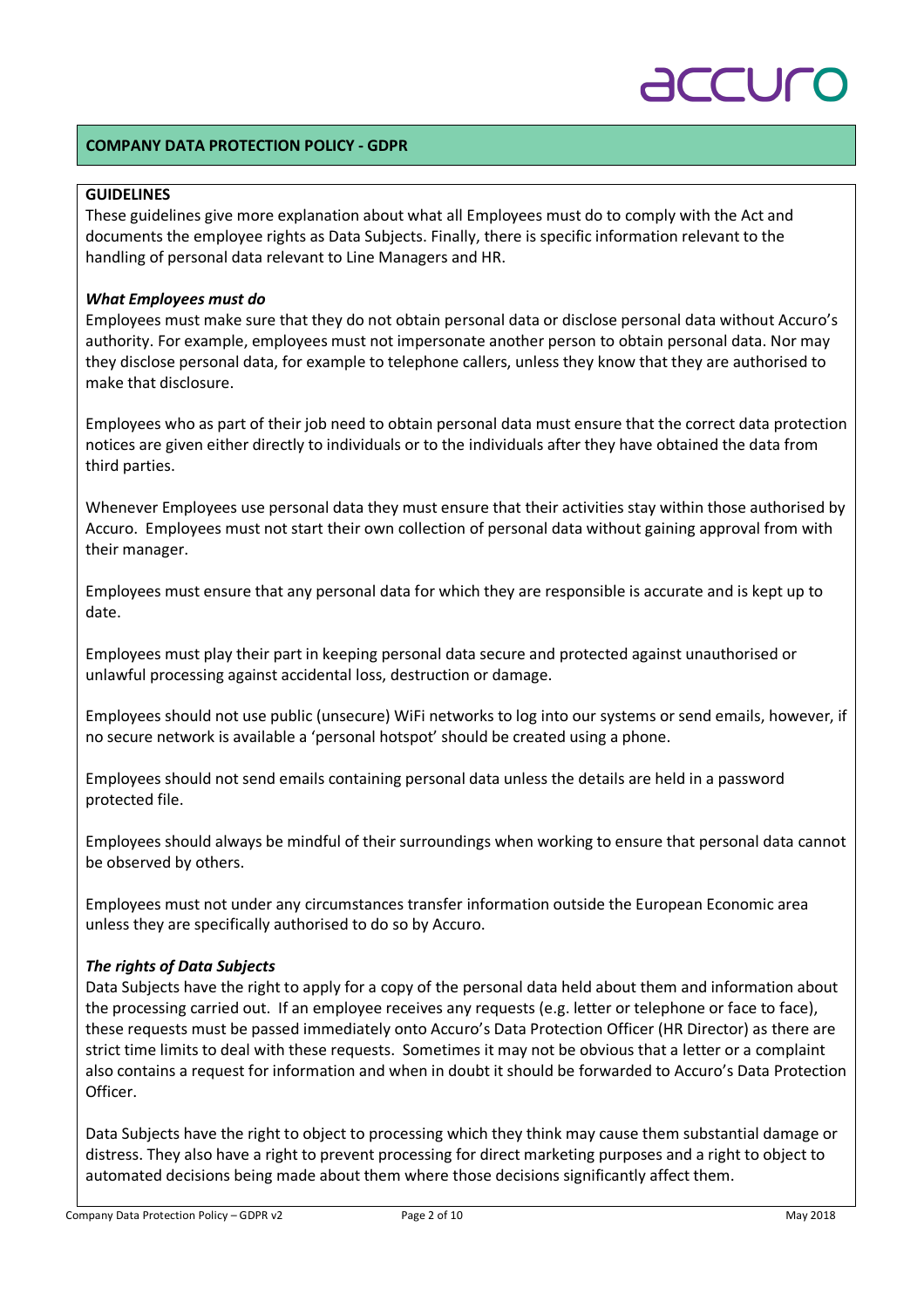## COMPANY DATA PROTECTION POLICY - GDPR

**GUIDELINES**

These guidelines give more explanation about what all Employees must do to comply with the Act and documents the employee rights as Data Subjects. Finally, there is specific information relevant to the handling of personal data relevant to Line Managers and HR.

***What Employees must do***

Employees must make sure that they do not obtain personal data or disclose personal data without Accuro's authority. For example, employees must not impersonate another person to obtain personal data. Nor may they disclose personal data, for example to telephone callers, unless they know that they are authorised to make that disclosure.

Employees who as part of their job need to obtain personal data must ensure that the correct data protection notices are given either directly to individuals or to the individuals after they have obtained the data from third parties.

Whenever Employees use personal data they must ensure that their activities stay within those authorised by Accuro. Employees must not start their own collection of personal data without gaining approval from with their manager.

Employees must ensure that any personal data for which they are responsible is accurate and is kept up to date.

Employees must play their part in keeping personal data secure and protected against unauthorised or unlawful processing against accidental loss, destruction or damage.

Employees should not use public (unsecure) WiFi networks to log into our systems or send emails, however, if no secure network is available a 'personal hotspot' should be created using a phone.

Employees should not send emails containing personal data unless the details are held in a password protected file.

Employees should always be mindful of their surroundings when working to ensure that personal data cannot be observed by others.

Employees must not under any circumstances transfer information outside the European Economic area unless they are specifically authorised to do so by Accuro.

***The rights of Data Subjects***

Data Subjects have the right to apply for a copy of the personal data held about them and information about the processing carried out. If an employee receives any requests (e.g. letter or telephone or face to face), these requests must be passed immediately onto Accuro's Data Protection Officer (HR Director) as there are strict time limits to deal with these requests. Sometimes it may not be obvious that a letter or a complaint also contains a request for information and when in doubt it should be forwarded to Accuro's Data Protection Officer.

Data Subjects have the right to object to processing which they think may cause them substantial damage or distress. They also have a right to prevent processing for direct marketing purposes and a right to object to automated decisions being made about them where those decisions significantly affect them.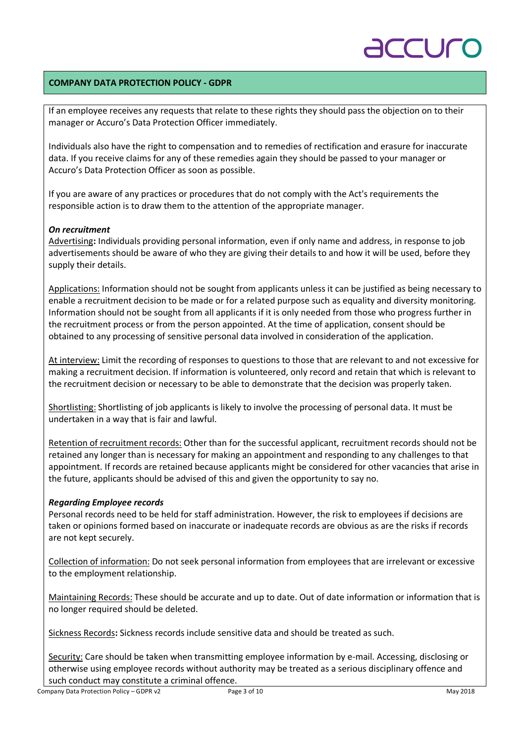If an employee receives any requests that relate to these rights they should pass the objection on to their manager or Accuro's Data Protection Officer immediately.

Individuals also have the right to compensation and to remedies of rectification and erasure for inaccurate data. If you receive claims for any of these remedies again they should be passed to your manager or Accuro's Data Protection Officer as soon as possible.

If you are aware of any practices or procedures that do not comply with the Act's requirements the responsible action is to draw them to the attention of the appropriate manager.

***On recruitment***

Advertising**:** Individuals providing personal information, even if only name and address, in response to job advertisements should be aware of who they are giving their details to and how it will be used, before they supply their details.

Applications: Information should not be sought from applicants unless it can be justified as being necessary to enable a recruitment decision to be made or for a related purpose such as equality and diversity monitoring. Information should not be sought from all applicants if it is only needed from those who progress further in the recruitment process or from the person appointed. At the time of application, consent should be obtained to any processing of sensitive personal data involved in consideration of the application.

At interview: Limit the recording of responses to questions to those that are relevant to and not excessive for making a recruitment decision. If information is volunteered, only record and retain that which is relevant to the recruitment decision or necessary to be able to demonstrate that the decision was properly taken.

Shortlisting: Shortlisting of job applicants is likely to involve the processing of personal data. It must be undertaken in a way that is fair and lawful.

Retention of recruitment records: Other than for the successful applicant, recruitment records should not be retained any longer than is necessary for making an appointment and responding to any challenges to that appointment. If records are retained because applicants might be considered for other vacancies that arise in the future, applicants should be advised of this and given the opportunity to say no.

***Regarding Employee records***

Personal records need to be held for staff administration. However, the risk to employees if decisions are taken or opinions formed based on inaccurate or inadequate records are obvious as are the risks if records are not kept securely.

Collection of information: Do not seek personal information from employees that are irrelevant or excessive to the employment relationship.

Maintaining Records: These should be accurate and up to date. Out of date information or information that is no longer required should be deleted.

Sickness Records**:** Sickness records include sensitive data and should be treated as such.

Security: Care should be taken when transmitting employee information by e-mail. Accessing, disclosing or otherwise using employee records without authority may be treated as a serious disciplinary offence and such conduct may constitute a criminal offence.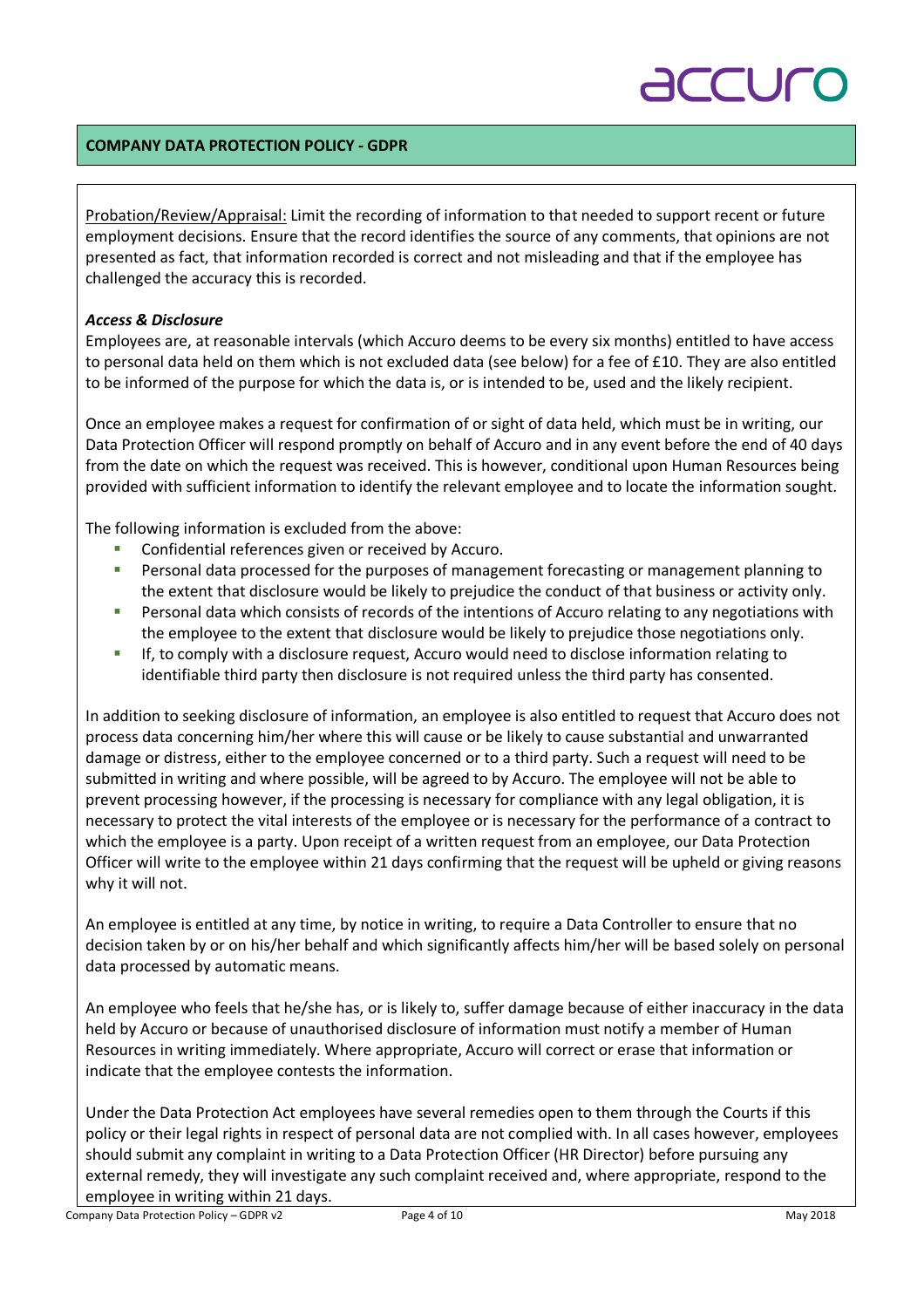Probation/Review/Appraisal: Limit the recording of information to that needed to support recent or future employment decisions. Ensure that the record identifies the source of any comments, that opinions are not presented as fact, that information recorded is correct and not misleading and that if the employee has challenged the accuracy this is recorded.

***Access & Disclosure***

Employees are, at reasonable intervals (which Accuro deems to be every six months) entitled to have access to personal data held on them which is not excluded data (see below) for a fee of £10. They are also entitled to be informed of the purpose for which the data is, or is intended to be, used and the likely recipient.

Once an employee makes a request for confirmation of or sight of data held, which must be in writing, our Data Protection Officer will respond promptly on behalf of Accuro and in any event before the end of 40 days from the date on which the request was received. This is however, conditional upon Human Resources being provided with sufficient information to identify the relevant employee and to locate the information sought.

The following information is excluded from the above:

- Confidential references given or received by Accuro.
- Personal data processed for the purposes of management forecasting or management planning to the extent that disclosure would be likely to prejudice the conduct of that business or activity only.
- Personal data which consists of records of the intentions of Accuro relating to any negotiations with the employee to the extent that disclosure would be likely to prejudice those negotiations only.
- If, to comply with a disclosure request, Accuro would need to disclose information relating to identifiable third party then disclosure is not required unless the third party has consented.

In addition to seeking disclosure of information, an employee is also entitled to request that Accuro does not process data concerning him/her where this will cause or be likely to cause substantial and unwarranted damage or distress, either to the employee concerned or to a third party. Such a request will need to be submitted in writing and where possible, will be agreed to by Accuro. The employee will not be able to prevent processing however, if the processing is necessary for compliance with any legal obligation, it is necessary to protect the vital interests of the employee or is necessary for the performance of a contract to which the employee is a party. Upon receipt of a written request from an employee, our Data Protection Officer will write to the employee within 21 days confirming that the request will be upheld or giving reasons why it will not.

An employee is entitled at any time, by notice in writing, to require a Data Controller to ensure that no decision taken by or on his/her behalf and which significantly affects him/her will be based solely on personal data processed by automatic means.

An employee who feels that he/she has, or is likely to, suffer damage because of either inaccuracy in the data held by Accuro or because of unauthorised disclosure of information must notify a member of Human Resources in writing immediately. Where appropriate, Accuro will correct or erase that information or indicate that the employee contests the information.

Under the Data Protection Act employees have several remedies open to them through the Courts if this policy or their legal rights in respect of personal data are not complied with. In all cases however, employees should submit any complaint in writing to a Data Protection Officer (HR Director) before pursuing any external remedy, they will investigate any such complaint received and, where appropriate, respond to the employee in writing within 21 days.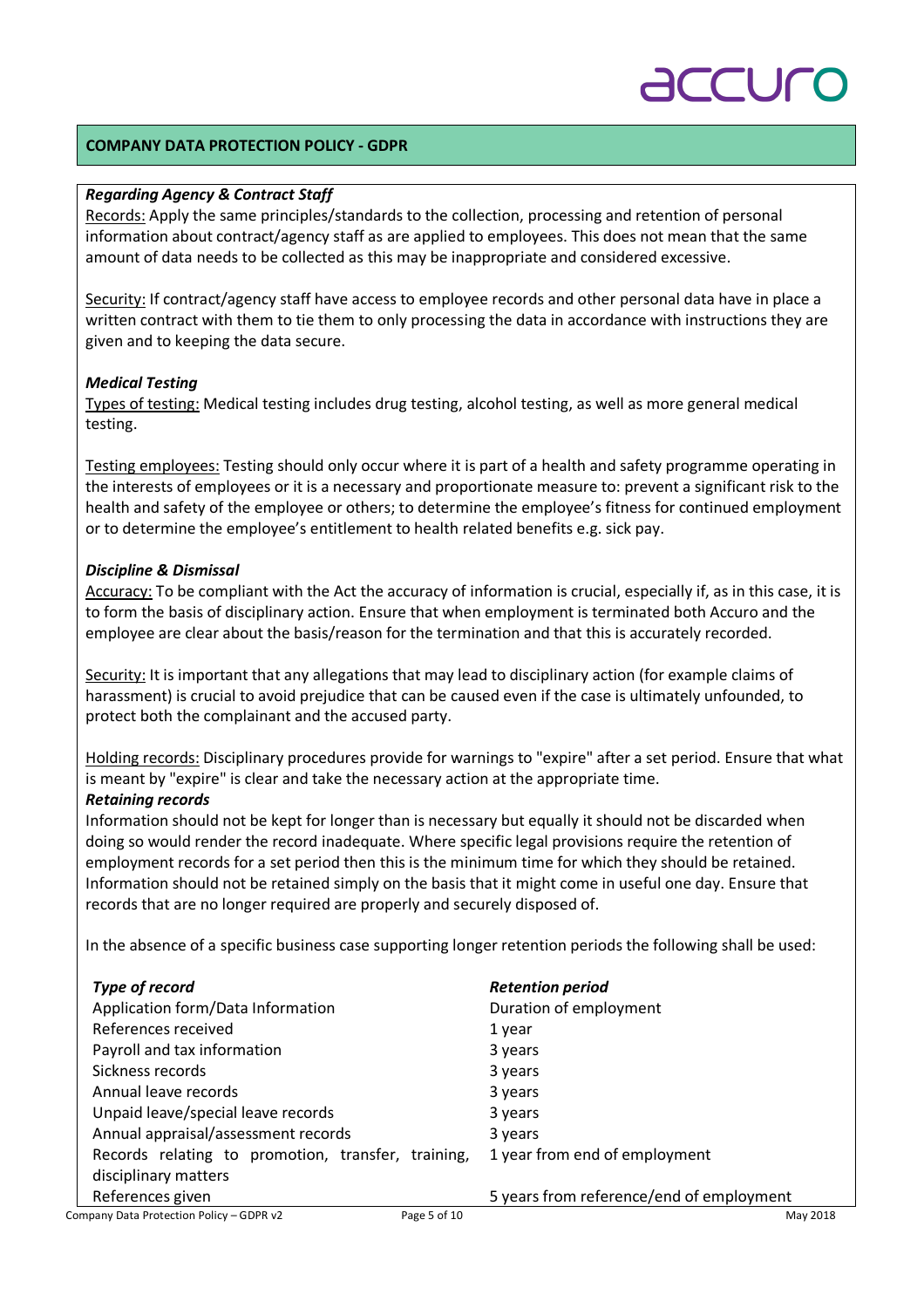**COMPANY DATA PROTECTION POLICY - GDPR**

***Regarding Agency & Contract Staff***

Records: Apply the same principles/standards to the collection, processing and retention of personal information about contract/agency staff as are applied to employees. This does not mean that the same amount of data needs to be collected as this may be inappropriate and considered excessive.

Security: If contract/agency staff have access to employee records and other personal data have in place a written contract with them to tie them to only processing the data in accordance with instructions they are given and to keeping the data secure.

***Medical Testing***

Types of testing: Medical testing includes drug testing, alcohol testing, as well as more general medical testing.

Testing employees: Testing should only occur where it is part of a health and safety programme operating in the interests of employees or it is a necessary and proportionate measure to: prevent a significant risk to the health and safety of the employee or others; to determine the employee's fitness for continued employment or to determine the employee's entitlement to health related benefits e.g. sick pay.

***Discipline & Dismissal***

Accuracy: To be compliant with the Act the accuracy of information is crucial, especially if, as in this case, it is to form the basis of disciplinary action. Ensure that when employment is terminated both Accuro and the employee are clear about the basis/reason for the termination and that this is accurately recorded.

Security: It is important that any allegations that may lead to disciplinary action (for example claims of harassment) is crucial to avoid prejudice that can be caused even if the case is ultimately unfounded, to protect both the complainant and the accused party.

Holding records: Disciplinary procedures provide for warnings to "expire" after a set period. Ensure that what is meant by "expire" is clear and take the necessary action at the appropriate time.

***Retaining records***

Information should not be kept for longer than is necessary but equally it should not be discarded when doing so would render the record inadequate. Where specific legal provisions require the retention of employment records for a set period then this is the minimum time for which they should be retained. Information should not be retained simply on the basis that it might come in useful one day. Ensure that records that are no longer required are properly and securely disposed of.

In the absence of a specific business case supporting longer retention periods the following shall be used:

| ***Type of record*** | ***Retention period*** |
|---|---|
| Application form/Data Information | Duration of employment |
| References received | 1 year |
| Payroll and tax information | 3 years |
| Sickness records | 3 years |
| Annual leave records | 3 years |
| Unpaid leave/special leave records | 3 years |
| Annual appraisal/assessment records | 3 years |
| Records relating to promotion, transfer, training, disciplinary matters | 1 year from end of employment |
| References given | 5 years from reference/end of employment |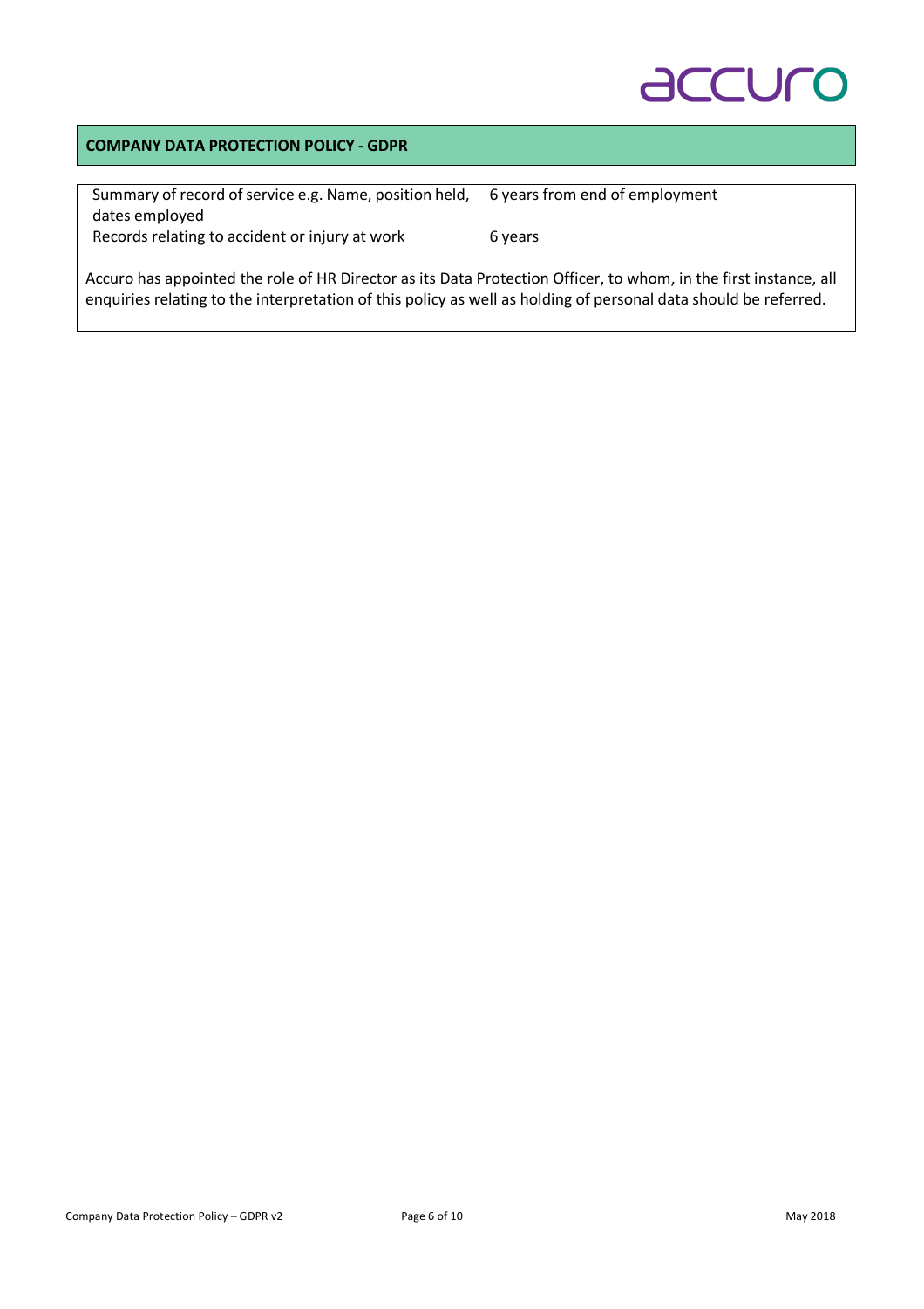**COMPANY DATA PROTECTION POLICY - GDPR**

| | |
|---|---|
| Summary of record of service e.g. Name, position held, dates employed | 6 years from end of employment |
| Records relating to accident or injury at work | 6 years |

Accuro has appointed the role of HR Director as its Data Protection Officer, to whom, in the first instance, all enquiries relating to the interpretation of this policy as well as holding of personal data should be referred.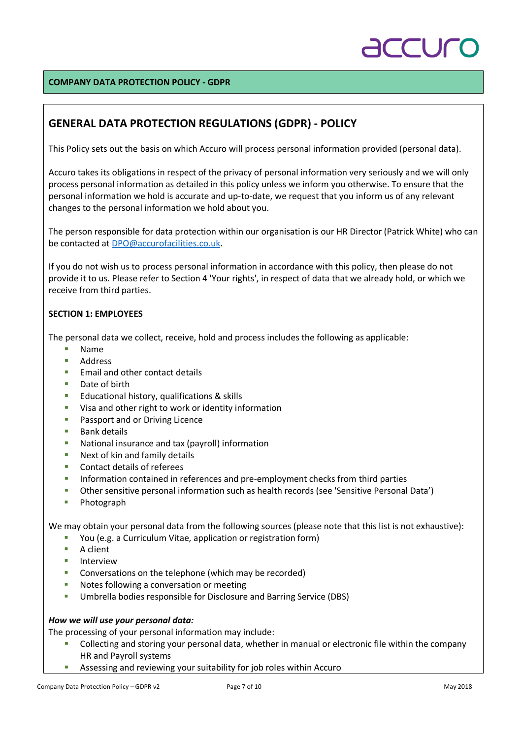**COMPANY DATA PROTECTION POLICY - GDPR**

## GENERAL DATA PROTECTION REGULATIONS (GDPR) - POLICY

This Policy sets out the basis on which Accuro will process personal information provided (personal data).

Accuro takes its obligations in respect of the privacy of personal information very seriously and we will only process personal information as detailed in this policy unless we inform you otherwise. To ensure that the personal information we hold is accurate and up-to-date, we request that you inform us of any relevant changes to the personal information we hold about you.

The person responsible for data protection within our organisation is our HR Director (Patrick White) who can be contacted at DPO@accurofacilities.co.uk.

If you do not wish us to process personal information in accordance with this policy, then please do not provide it to us. Please refer to Section 4 'Your rights', in respect of data that we already hold, or which we receive from third parties.

**SECTION 1: EMPLOYEES**

The personal data we collect, receive, hold and process includes the following as applicable:

- Name
- Address
- Email and other contact details
- Date of birth
- Educational history, qualifications & skills
- Visa and other right to work or identity information
- Passport and or Driving Licence
- Bank details
- National insurance and tax (payroll) information
- Next of kin and family details
- Contact details of referees
- Information contained in references and pre-employment checks from third parties
- Other sensitive personal information such as health records (see 'Sensitive Personal Data')
- Photograph

We may obtain your personal data from the following sources (please note that this list is not exhaustive):

- You (e.g. a Curriculum Vitae, application or registration form)
- A client
- Interview
- Conversations on the telephone (which may be recorded)
- Notes following a conversation or meeting
- Umbrella bodies responsible for Disclosure and Barring Service (DBS)

***How we will use your personal data:***

The processing of your personal information may include:

- Collecting and storing your personal data, whether in manual or electronic file within the company HR and Payroll systems
- Assessing and reviewing your suitability for job roles within Accuro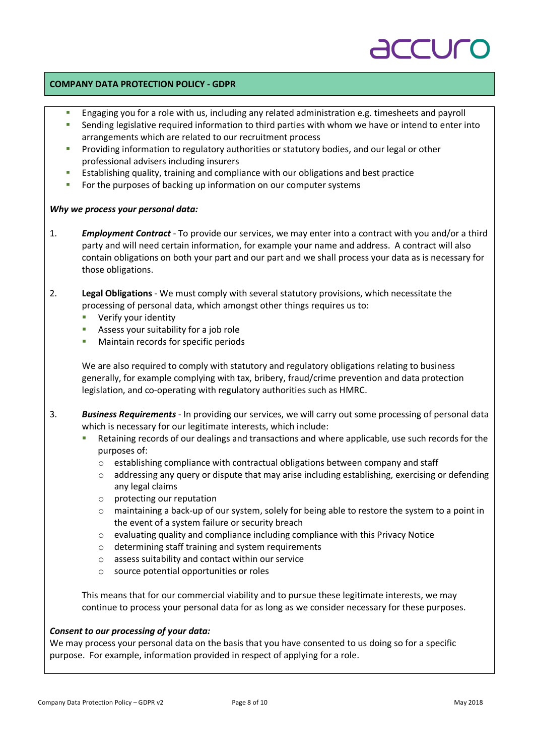- Engaging you for a role with us, including any related administration e.g. timesheets and payroll
- Sending legislative required information to third parties with whom we have or intend to enter into arrangements which are related to our recruitment process
- Providing information to regulatory authorities or statutory bodies, and our legal or other professional advisers including insurers
- Establishing quality, training and compliance with our obligations and best practice
- For the purposes of backing up information on our computer systems

***Why we process your personal data:***

1. ***Employment Contract*** - To provide our services, we may enter into a contract with you and/or a third party and will need certain information, for example your name and address. A contract will also contain obligations on both your part and our part and we shall process your data as is necessary for those obligations.

2. **Legal Obligations** - We must comply with several statutory provisions, which necessitate the processing of personal data, which amongst other things requires us to:
   - Verify your identity
   - Assess your suitability for a job role
   - Maintain records for specific periods

   We are also required to comply with statutory and regulatory obligations relating to business generally, for example complying with tax, bribery, fraud/crime prevention and data protection legislation, and co-operating with regulatory authorities such as HMRC.

3. ***Business Requirements*** - In providing our services, we will carry out some processing of personal data which is necessary for our legitimate interests, which include:
   - Retaining records of our dealings and transactions and where applicable, use such records for the purposes of:
     - establishing compliance with contractual obligations between company and staff
     - addressing any query or dispute that may arise including establishing, exercising or defending any legal claims
     - protecting our reputation
     - maintaining a back-up of our system, solely for being able to restore the system to a point in the event of a system failure or security breach
     - evaluating quality and compliance including compliance with this Privacy Notice
     - determining staff training and system requirements
     - assess suitability and contact within our service
     - source potential opportunities or roles

   This means that for our commercial viability and to pursue these legitimate interests, we may continue to process your personal data for as long as we consider necessary for these purposes.

***Consent to our processing of your data:***

We may process your personal data on the basis that you have consented to us doing so for a specific purpose. For example, information provided in respect of applying for a role.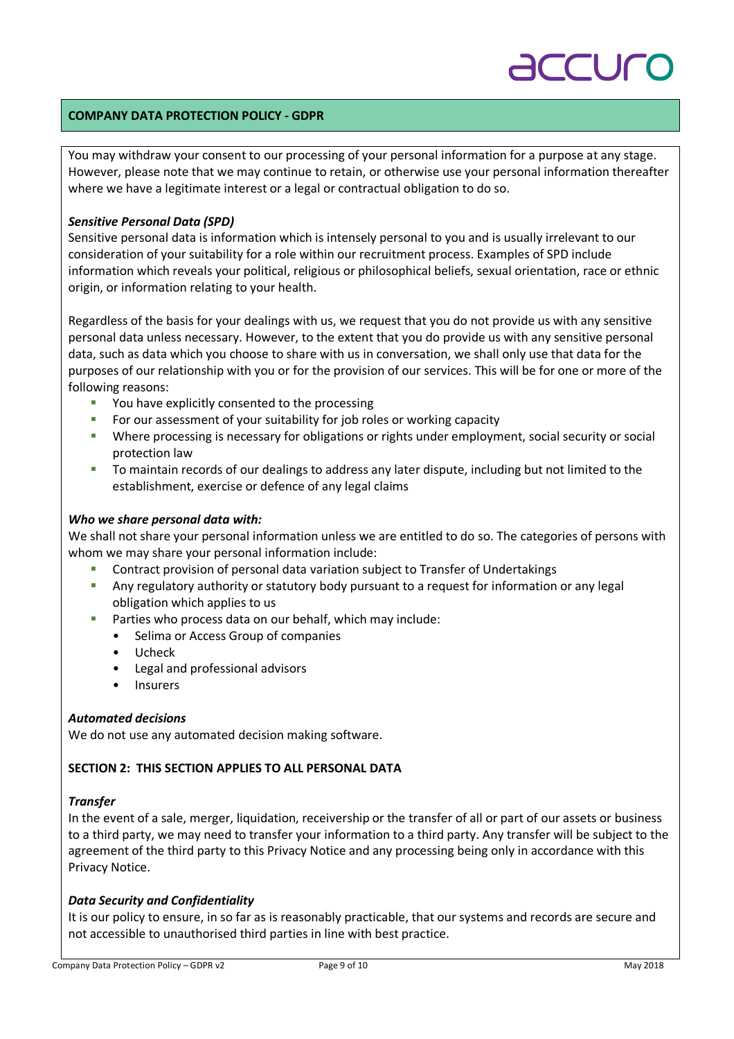**COMPANY DATA PROTECTION POLICY - GDPR**

You may withdraw your consent to our processing of your personal information for a purpose at any stage. However, please note that we may continue to retain, or otherwise use your personal information thereafter where we have a legitimate interest or a legal or contractual obligation to do so.

***Sensitive Personal Data (SPD)***

Sensitive personal data is information which is intensely personal to you and is usually irrelevant to our consideration of your suitability for a role within our recruitment process. Examples of SPD include information which reveals your political, religious or philosophical beliefs, sexual orientation, race or ethnic origin, or information relating to your health.

Regardless of the basis for your dealings with us, we request that you do not provide us with any sensitive personal data unless necessary. However, to the extent that you do provide us with any sensitive personal data, such as data which you choose to share with us in conversation, we shall only use that data for the purposes of our relationship with you or for the provision of our services. This will be for one or more of the following reasons:

- You have explicitly consented to the processing
- For our assessment of your suitability for job roles or working capacity
- Where processing is necessary for obligations or rights under employment, social security or social protection law
- To maintain records of our dealings to address any later dispute, including but not limited to the establishment, exercise or defence of any legal claims

***Who we share personal data with:***

We shall not share your personal information unless we are entitled to do so. The categories of persons with whom we may share your personal information include:

- Contract provision of personal data variation subject to Transfer of Undertakings
- Any regulatory authority or statutory body pursuant to a request for information or any legal obligation which applies to us
- Parties who process data on our behalf, which may include:
  - Selima or Access Group of companies
  - Ucheck
  - Legal and professional advisors
  - Insurers

***Automated decisions***

We do not use any automated decision making software.

**SECTION 2: THIS SECTION APPLIES TO ALL PERSONAL DATA**

***Transfer***

In the event of a sale, merger, liquidation, receivership or the transfer of all or part of our assets or business to a third party, we may need to transfer your information to a third party. Any transfer will be subject to the agreement of the third party to this Privacy Notice and any processing being only in accordance with this Privacy Notice.

***Data Security and Confidentiality***

It is our policy to ensure, in so far as is reasonably practicable, that our systems and records are secure and not accessible to unauthorised third parties in line with best practice.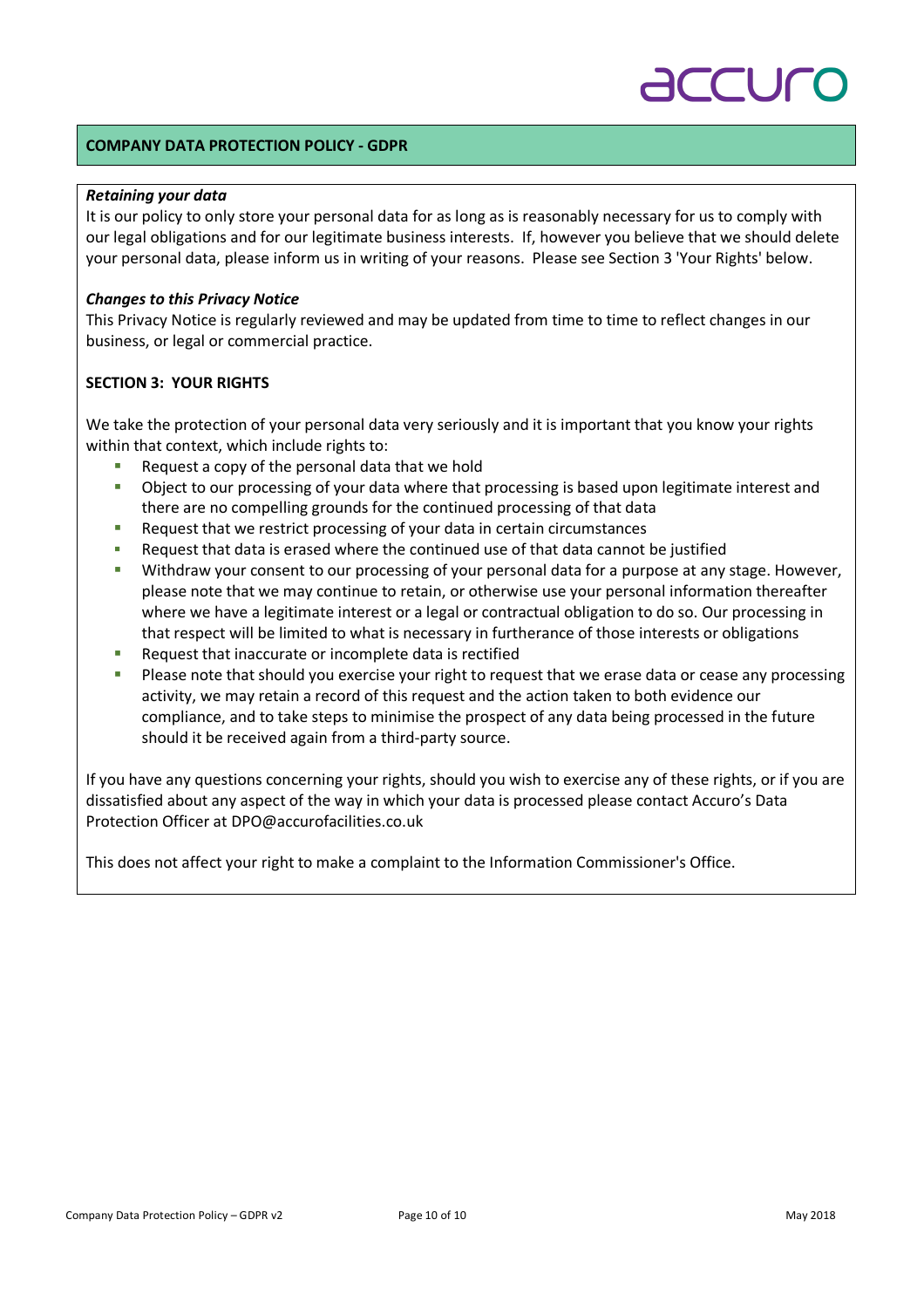**COMPANY DATA PROTECTION POLICY - GDPR**

***Retaining your data***

It is our policy to only store your personal data for as long as is reasonably necessary for us to comply with our legal obligations and for our legitimate business interests. If, however you believe that we should delete your personal data, please inform us in writing of your reasons. Please see Section 3 'Your Rights' below.

***Changes to this Privacy Notice***

This Privacy Notice is regularly reviewed and may be updated from time to time to reflect changes in our business, or legal or commercial practice.

**SECTION 3: YOUR RIGHTS**

We take the protection of your personal data very seriously and it is important that you know your rights within that context, which include rights to:

- Request a copy of the personal data that we hold
- Object to our processing of your data where that processing is based upon legitimate interest and there are no compelling grounds for the continued processing of that data
- Request that we restrict processing of your data in certain circumstances
- Request that data is erased where the continued use of that data cannot be justified
- Withdraw your consent to our processing of your personal data for a purpose at any stage. However, please note that we may continue to retain, or otherwise use your personal information thereafter where we have a legitimate interest or a legal or contractual obligation to do so. Our processing in that respect will be limited to what is necessary in furtherance of those interests or obligations
- Request that inaccurate or incomplete data is rectified
- Please note that should you exercise your right to request that we erase data or cease any processing activity, we may retain a record of this request and the action taken to both evidence our compliance, and to take steps to minimise the prospect of any data being processed in the future should it be received again from a third-party source.

If you have any questions concerning your rights, should you wish to exercise any of these rights, or if you are dissatisfied about any aspect of the way in which your data is processed please contact Accuro's Data Protection Officer at DPO@accurofacilities.co.uk

This does not affect your right to make a complaint to the Information Commissioner's Office.